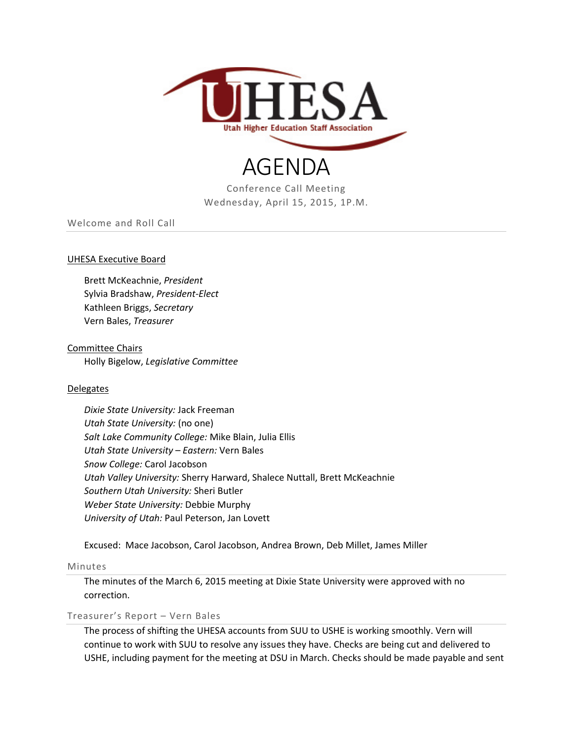UHESA

Utah Higher Education Staff Association

# AGENDA

Conference Call Meeting
Wednesday, April 15, 2015, 1P.M.

## Welcome and Roll Call

UHESA Executive Board

Brett McKeachnie, *President*
Sylvia Bradshaw, *President-Elect*
Kathleen Briggs, *Secretary*
Vern Bales, *Treasurer*

Committee Chairs

Holly Bigelow, *Legislative Committee*

Delegates

*Dixie State University:* Jack Freeman
*Utah State University:* (no one)
*Salt Lake Community College:* Mike Blain, Julia Ellis
*Utah State University – Eastern:* Vern Bales
*Snow College:* Carol Jacobson
*Utah Valley University:* Sherry Harward, Shalece Nuttall, Brett McKeachnie
*Southern Utah University:* Sheri Butler
*Weber State University:* Debbie Murphy
*University of Utah:* Paul Peterson, Jan Lovett

Excused: Mace Jacobson, Carol Jacobson, Andrea Brown, Deb Millet, James Miller

## Minutes

The minutes of the March 6, 2015 meeting at Dixie State University were approved with no correction.

## Treasurer's Report – Vern Bales

The process of shifting the UHESA accounts from SUU to USHE is working smoothly. Vern will continue to work with SUU to resolve any issues they have. Checks are being cut and delivered to USHE, including payment for the meeting at DSU in March. Checks should be made payable and sent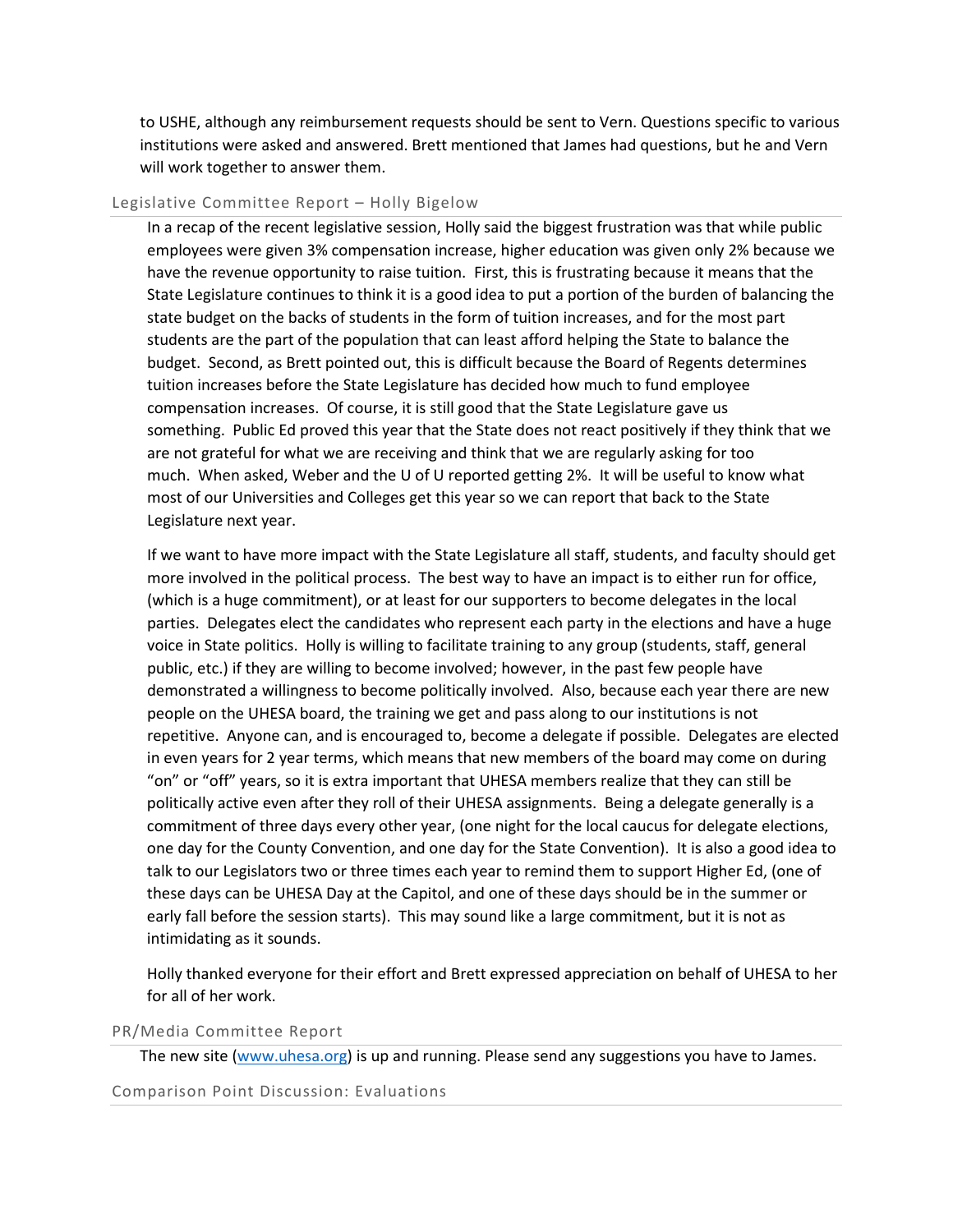to USHE, although any reimbursement requests should be sent to Vern. Questions specific to various institutions were asked and answered. Brett mentioned that James had questions, but he and Vern will work together to answer them.

## Legislative Committee Report – Holly Bigelow

In a recap of the recent legislative session, Holly said the biggest frustration was that while public employees were given 3% compensation increase, higher education was given only 2% because we have the revenue opportunity to raise tuition. First, this is frustrating because it means that the State Legislature continues to think it is a good idea to put a portion of the burden of balancing the state budget on the backs of students in the form of tuition increases, and for the most part students are the part of the population that can least afford helping the State to balance the budget. Second, as Brett pointed out, this is difficult because the Board of Regents determines tuition increases before the State Legislature has decided how much to fund employee compensation increases. Of course, it is still good that the State Legislature gave us something. Public Ed proved this year that the State does not react positively if they think that we are not grateful for what we are receiving and think that we are regularly asking for too much. When asked, Weber and the U of U reported getting 2%. It will be useful to know what most of our Universities and Colleges get this year so we can report that back to the State Legislature next year.

If we want to have more impact with the State Legislature all staff, students, and faculty should get more involved in the political process. The best way to have an impact is to either run for office, (which is a huge commitment), or at least for our supporters to become delegates in the local parties. Delegates elect the candidates who represent each party in the elections and have a huge voice in State politics. Holly is willing to facilitate training to any group (students, staff, general public, etc.) if they are willing to become involved; however, in the past few people have demonstrated a willingness to become politically involved. Also, because each year there are new people on the UHESA board, the training we get and pass along to our institutions is not repetitive. Anyone can, and is encouraged to, become a delegate if possible. Delegates are elected in even years for 2 year terms, which means that new members of the board may come on during "on" or "off" years, so it is extra important that UHESA members realize that they can still be politically active even after they roll of their UHESA assignments. Being a delegate generally is a commitment of three days every other year, (one night for the local caucus for delegate elections, one day for the County Convention, and one day for the State Convention). It is also a good idea to talk to our Legislators two or three times each year to remind them to support Higher Ed, (one of these days can be UHESA Day at the Capitol, and one of these days should be in the summer or early fall before the session starts). This may sound like a large commitment, but it is not as intimidating as it sounds.

Holly thanked everyone for their effort and Brett expressed appreciation on behalf of UHESA to her for all of her work.

## PR/Media Committee Report

The new site ([www.uhesa.org](http://www.uhesa.org)) is up and running. Please send any suggestions you have to James.

## Comparison Point Discussion: Evaluations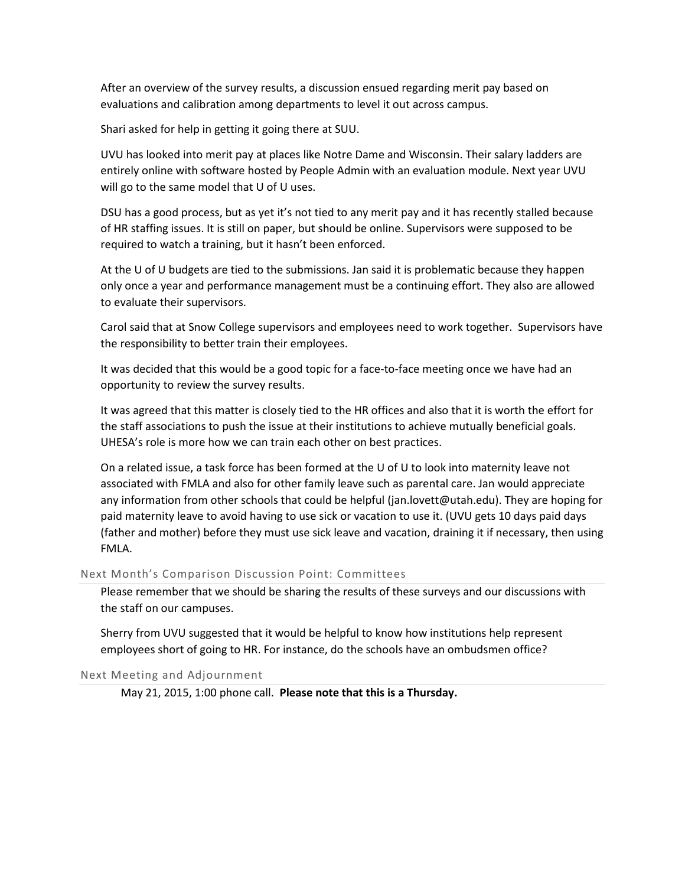After an overview of the survey results, a discussion ensued regarding merit pay based on evaluations and calibration among departments to level it out across campus.

Shari asked for help in getting it going there at SUU.

UVU has looked into merit pay at places like Notre Dame and Wisconsin. Their salary ladders are entirely online with software hosted by People Admin with an evaluation module. Next year UVU will go to the same model that U of U uses.

DSU has a good process, but as yet it's not tied to any merit pay and it has recently stalled because of HR staffing issues. It is still on paper, but should be online. Supervisors were supposed to be required to watch a training, but it hasn't been enforced.

At the U of U budgets are tied to the submissions. Jan said it is problematic because they happen only once a year and performance management must be a continuing effort. They also are allowed to evaluate their supervisors.

Carol said that at Snow College supervisors and employees need to work together. Supervisors have the responsibility to better train their employees.

It was decided that this would be a good topic for a face-to-face meeting once we have had an opportunity to review the survey results.

It was agreed that this matter is closely tied to the HR offices and also that it is worth the effort for the staff associations to push the issue at their institutions to achieve mutually beneficial goals. UHESA's role is more how we can train each other on best practices.

On a related issue, a task force has been formed at the U of U to look into maternity leave not associated with FMLA and also for other family leave such as parental care. Jan would appreciate any information from other schools that could be helpful (jan.lovett@utah.edu). They are hoping for paid maternity leave to avoid having to use sick or vacation to use it. (UVU gets 10 days paid days (father and mother) before they must use sick leave and vacation, draining it if necessary, then using FMLA.

## Next Month's Comparison Discussion Point: Committees

Please remember that we should be sharing the results of these surveys and our discussions with the staff on our campuses.

Sherry from UVU suggested that it would be helpful to know how institutions help represent employees short of going to HR. For instance, do the schools have an ombudsmen office?

## Next Meeting and Adjournment

May 21, 2015, 1:00 phone call. **Please note that this is a Thursday.**